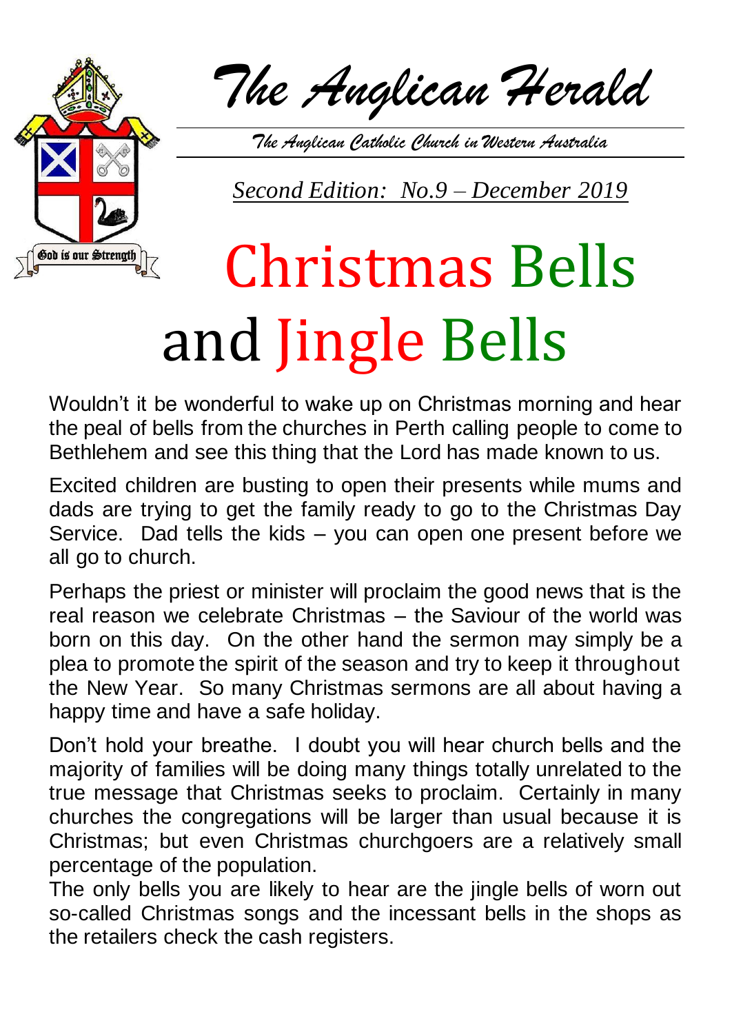# The Anglican Herald

*The Anglican Catholic Church in Western Australia*

*Second Edition: No.9 – December 2019*

God is our Strength

# Christmas Bells and Jingle Bells

Wouldn't it be wonderful to wake up on Christmas morning and hear the peal of bells from the churches in Perth calling people to come to Bethlehem and see this thing that the Lord has made known to us.

Excited children are busting to open their presents while mums and dads are trying to get the family ready to go to the Christmas Day Service. Dad tells the kids – you can open one present before we all go to church.

Perhaps the priest or minister will proclaim the good news that is the real reason we celebrate Christmas – the Saviour of the world was born on this day. On the other hand the sermon may simply be a plea to promote the spirit of the season and try to keep it throughout the New Year. So many Christmas sermons are all about having a happy time and have a safe holiday.

Don't hold your breathe. I doubt you will hear church bells and the majority of families will be doing many things totally unrelated to the true message that Christmas seeks to proclaim. Certainly in many churches the congregations will be larger than usual because it is Christmas; but even Christmas churchgoers are a relatively small percentage of the population.
The only bells you are likely to hear are the jingle bells of worn out so-called Christmas songs and the incessant bells in the shops as the retailers check the cash registers.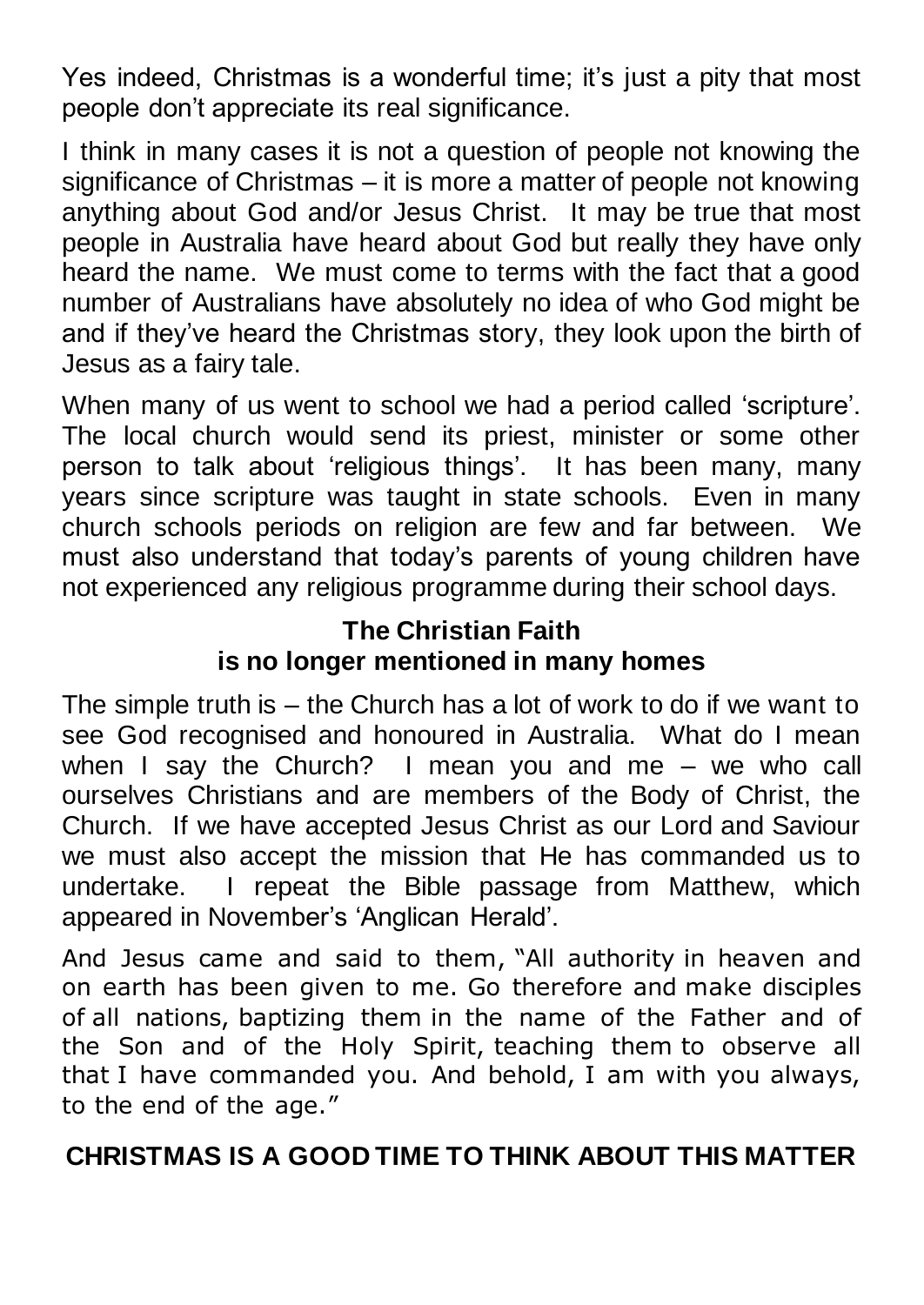Yes indeed, Christmas is a wonderful time; it's just a pity that most people don't appreciate its real significance.

I think in many cases it is not a question of people not knowing the significance of Christmas – it is more a matter of people not knowing anything about God and/or Jesus Christ. It may be true that most people in Australia have heard about God but really they have only heard the name. We must come to terms with the fact that a good number of Australians have absolutely no idea of who God might be and if they've heard the Christmas story, they look upon the birth of Jesus as a fairy tale.

When many of us went to school we had a period called 'scripture'. The local church would send its priest, minister or some other person to talk about 'religious things'. It has been many, many years since scripture was taught in state schools. Even in many church schools periods on religion are few and far between. We must also understand that today's parents of young children have not experienced any religious programme during their school days.

**The Christian Faith is no longer mentioned in many homes**

The simple truth is – the Church has a lot of work to do if we want to see God recognised and honoured in Australia. What do I mean when I say the Church? I mean you and me – we who call ourselves Christians and are members of the Body of Christ, the Church. If we have accepted Jesus Christ as our Lord and Saviour we must also accept the mission that He has commanded us to undertake. I repeat the Bible passage from Matthew, which appeared in November's 'Anglican Herald'.

And Jesus came and said to them, "All authority in heaven and on earth has been given to me. Go therefore and make disciples of all nations, baptizing them in the name of the Father and of the Son and of the Holy Spirit, teaching them to observe all that I have commanded you. And behold, I am with you always, to the end of the age."

**CHRISTMAS IS A GOOD TIME TO THINK ABOUT THIS MATTER**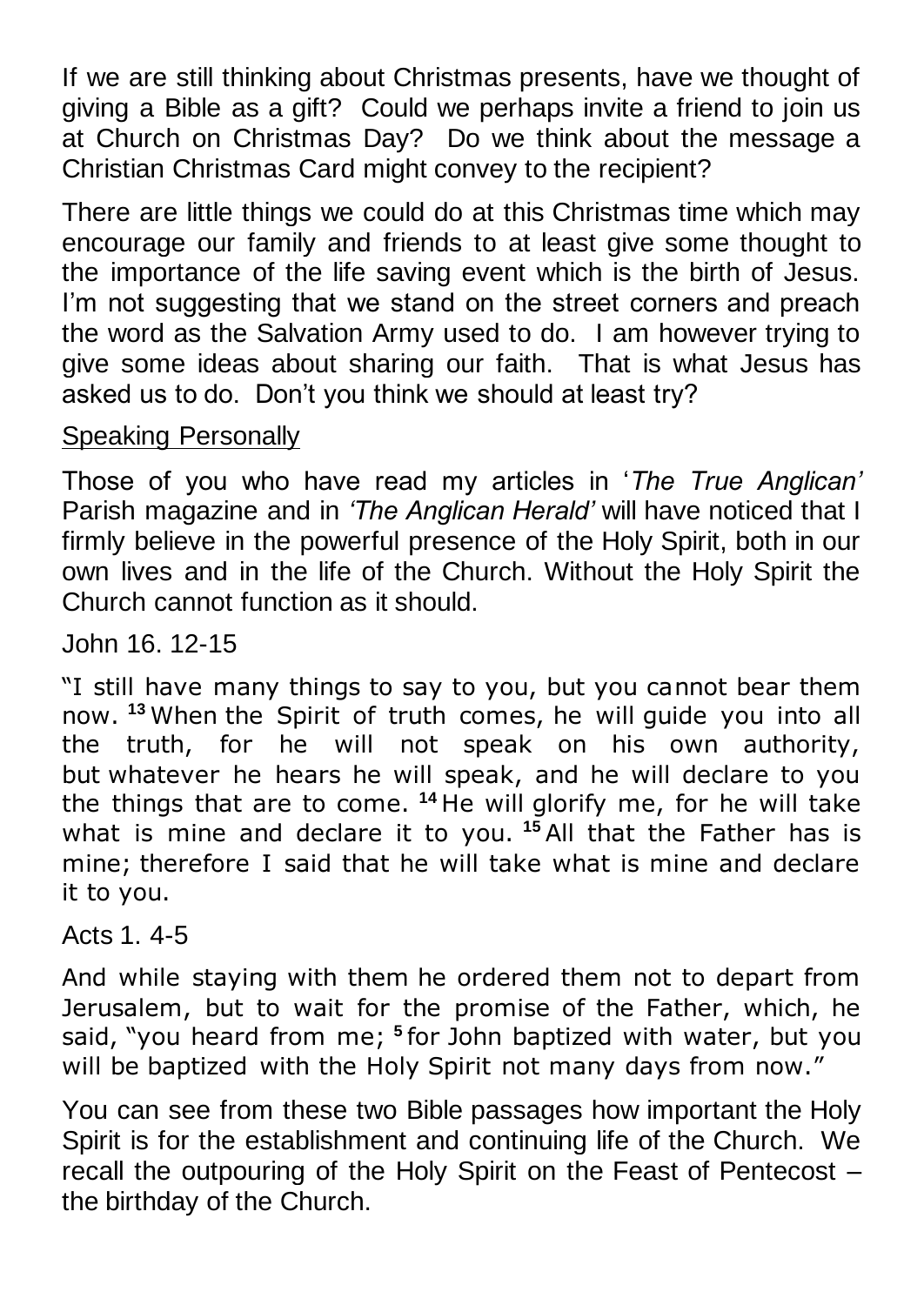If we are still thinking about Christmas presents, have we thought of giving a Bible as a gift? Could we perhaps invite a friend to join us at Church on Christmas Day? Do we think about the message a Christian Christmas Card might convey to the recipient?

There are little things we could do at this Christmas time which may encourage our family and friends to at least give some thought to the importance of the life saving event which is the birth of Jesus. I'm not suggesting that we stand on the street corners and preach the word as the Salvation Army used to do. I am however trying to give some ideas about sharing our faith. That is what Jesus has asked us to do. Don't you think we should at least try?

<u>Speaking Personally</u>

Those of you who have read my articles in '*The True Anglican'* Parish magazine and in *'The Anglican Herald'* will have noticed that I firmly believe in the powerful presence of the Holy Spirit, both in our own lives and in the life of the Church. Without the Holy Spirit the Church cannot function as it should.

John 16. 12-15

"I still have many things to say to you, but you cannot bear them now. **13** When the Spirit of truth comes, he will guide you into all the truth, for he will not speak on his own authority, but whatever he hears he will speak, and he will declare to you the things that are to come. **14** He will glorify me, for he will take what is mine and declare it to you. **15** All that the Father has is mine; therefore I said that he will take what is mine and declare it to you.

Acts 1. 4-5

And while staying with them he ordered them not to depart from Jerusalem, but to wait for the promise of the Father, which, he said, "you heard from me; **5** for John baptized with water, but you will be baptized with the Holy Spirit not many days from now."

You can see from these two Bible passages how important the Holy Spirit is for the establishment and continuing life of the Church. We recall the outpouring of the Holy Spirit on the Feast of Pentecost – the birthday of the Church.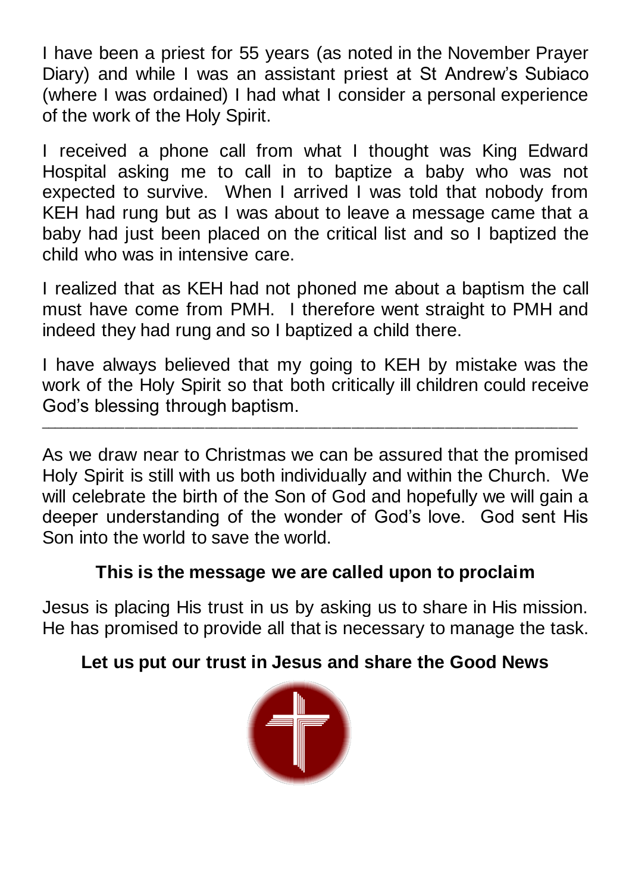I have been a priest for 55 years (as noted in the November Prayer Diary) and while I was an assistant priest at St Andrew's Subiaco (where I was ordained) I had what I consider a personal experience of the work of the Holy Spirit.

I received a phone call from what I thought was King Edward Hospital asking me to call in to baptize a baby who was not expected to survive. When I arrived I was told that nobody from KEH had rung but as I was about to leave a message came that a baby had just been placed on the critical list and so I baptized the child who was in intensive care.

I realized that as KEH had not phoned me about a baptism the call must have come from PMH. I therefore went straight to PMH and indeed they had rung and so I baptized a child there.

I have always believed that my going to KEH by mistake was the work of the Holy Spirit so that both critically ill children could receive God's blessing through baptism.

---

As we draw near to Christmas we can be assured that the promised Holy Spirit is still with us both individually and within the Church. We will celebrate the birth of the Son of God and hopefully we will gain a deeper understanding of the wonder of God's love. God sent His Son into the world to save the world.

**This is the message we are called upon to proclaim**

Jesus is placing His trust in us by asking us to share in His mission. He has promised to provide all that is necessary to manage the task.

**Let us put our trust in Jesus and share the Good News**